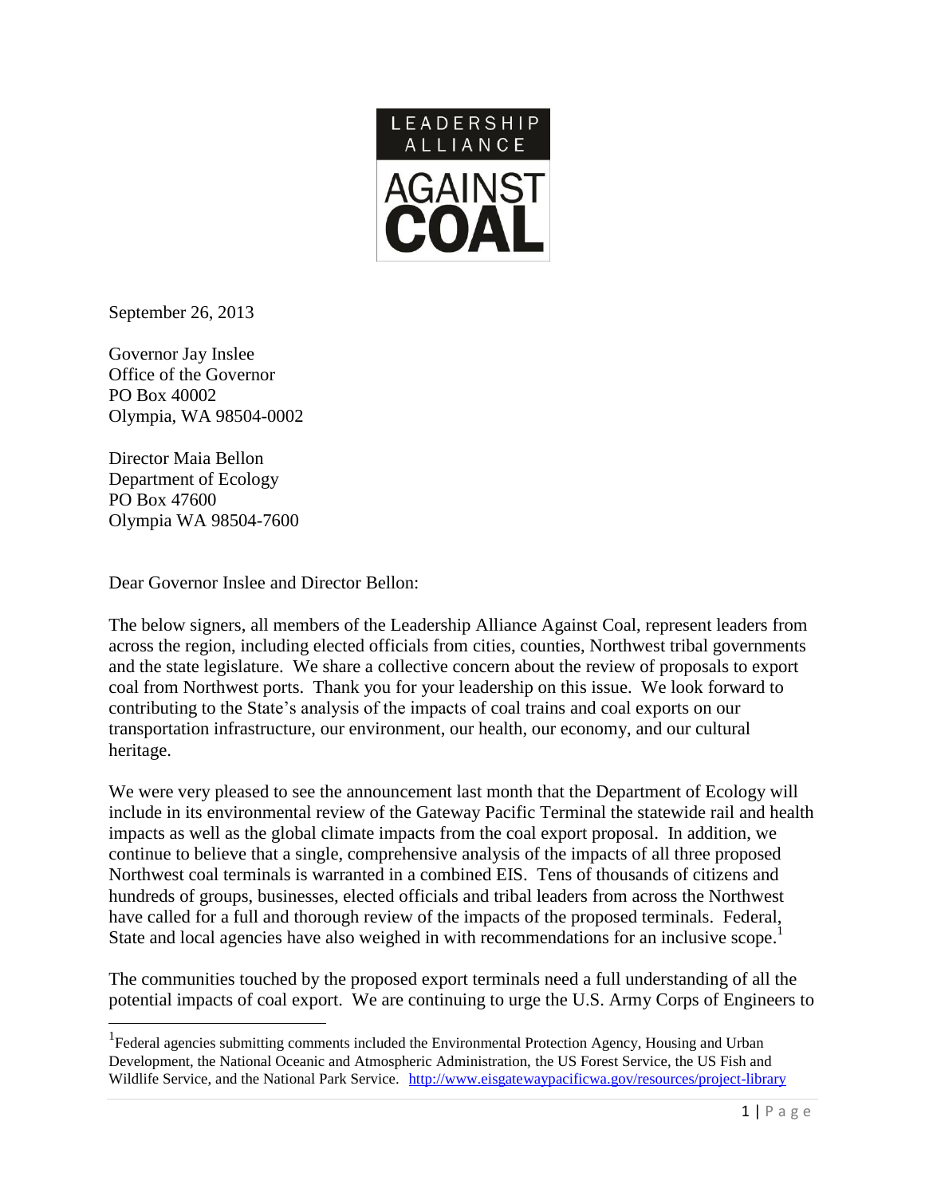**LEADERSHIP ALLIANCE AGAINST COAL**

September 26, 2013

Governor Jay Inslee
Office of the Governor
PO Box 40002
Olympia, WA 98504-0002

Director Maia Bellon
Department of Ecology
PO Box 47600
Olympia WA 98504-7600

Dear Governor Inslee and Director Bellon:

The below signers, all members of the Leadership Alliance Against Coal, represent leaders from across the region, including elected officials from cities, counties, Northwest tribal governments and the state legislature. We share a collective concern about the review of proposals to export coal from Northwest ports. Thank you for your leadership on this issue. We look forward to contributing to the State's analysis of the impacts of coal trains and coal exports on our transportation infrastructure, our environment, our health, our economy, and our cultural heritage.

We were very pleased to see the announcement last month that the Department of Ecology will include in its environmental review of the Gateway Pacific Terminal the statewide rail and health impacts as well as the global climate impacts from the coal export proposal. In addition, we continue to believe that a single, comprehensive analysis of the impacts of all three proposed Northwest coal terminals is warranted in a combined EIS. Tens of thousands of citizens and hundreds of groups, businesses, elected officials and tribal leaders from across the Northwest have called for a full and thorough review of the impacts of the proposed terminals. Federal, State and local agencies have also weighed in with recommendations for an inclusive scope.[1]

The communities touched by the proposed export terminals need a full understanding of all the potential impacts of coal export. We are continuing to urge the U.S. Army Corps of Engineers to

[1] Federal agencies submitting comments included the Environmental Protection Agency, Housing and Urban Development, the National Oceanic and Atmospheric Administration, the US Forest Service, the US Fish and Wildlife Service, and the National Park Service. http://www.eisgatewaypacificwa.gov/resources/project-library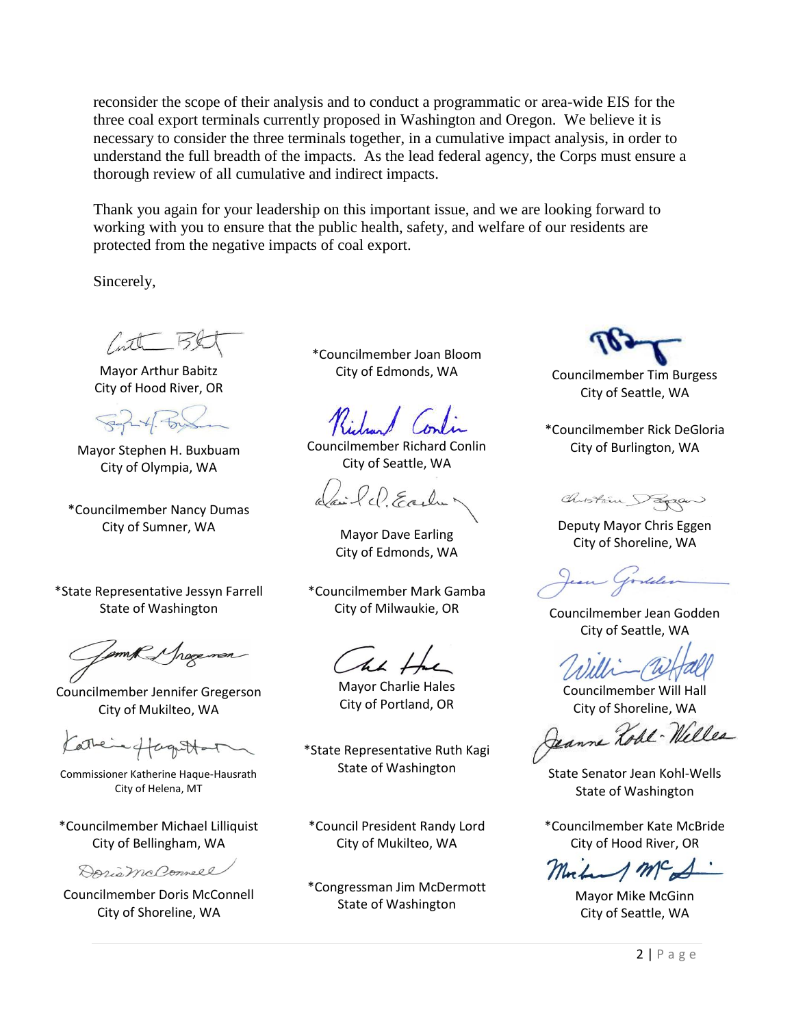reconsider the scope of their analysis and to conduct a programmatic or area-wide EIS for the three coal export terminals currently proposed in Washington and Oregon. We believe it is necessary to consider the three terminals together, in a cumulative impact analysis, in order to understand the full breadth of the impacts. As the lead federal agency, the Corps must ensure a thorough review of all cumulative and indirect impacts.

Thank you again for your leadership on this important issue, and we are looking forward to working with you to ensure that the public health, safety, and welfare of our residents are protected from the negative impacts of coal export.

Sincerely,

Mayor Arthur Babitz
City of Hood River, OR

Mayor Stephen H. Buxbuam
City of Olympia, WA

*Councilmember Nancy Dumas
City of Sumner, WA

*State Representative Jessyn Farrell
State of Washington

Councilmember Jennifer Gregerson
City of Mukilteo, WA

Commissioner Katherine Haque-Hausrath
City of Helena, MT

*Councilmember Michael Lilliquist
City of Bellingham, WA

Councilmember Doris McConnell
City of Shoreline, WA

*Councilmember Joan Bloom
City of Edmonds, WA

Councilmember Richard Conlin
City of Seattle, WA

Mayor Dave Earling
City of Edmonds, WA

*Councilmember Mark Gamba
City of Milwaukie, OR

Mayor Charlie Hales
City of Portland, OR

*State Representative Ruth Kagi
State of Washington

*Council President Randy Lord
City of Mukilteo, WA

*Congressman Jim McDermott
State of Washington

Councilmember Tim Burgess
City of Seattle, WA

*Councilmember Rick DeGloria
City of Burlington, WA

Deputy Mayor Chris Eggen
City of Shoreline, WA

Councilmember Jean Godden
City of Seattle, WA

Councilmember Will Hall
City of Shoreline, WA

State Senator Jean Kohl-Wells
State of Washington

*Councilmember Kate McBride
City of Hood River, OR

Mayor Mike McGinn
City of Seattle, WA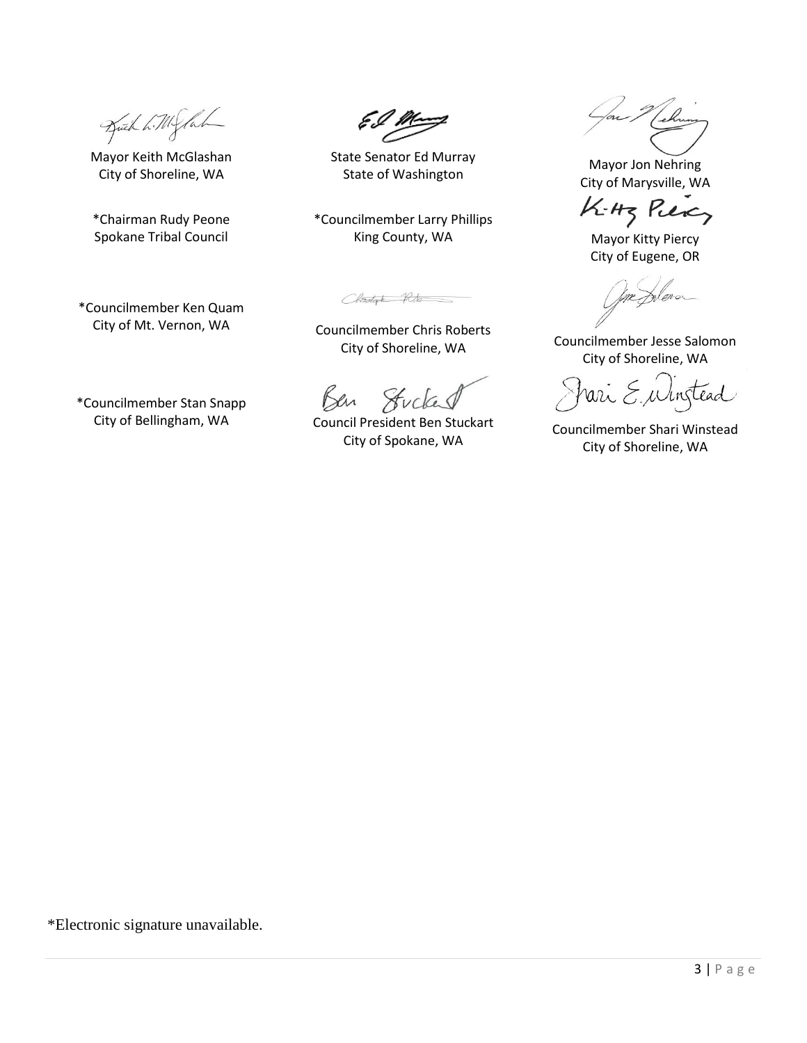Mayor Keith McGlashan
City of Shoreline, WA

State Senator Ed Murray
State of Washington

Mayor Jon Nehring
City of Marysville, WA

*Chairman Rudy Peone
Spokane Tribal Council

*Councilmember Larry Phillips
King County, WA

Mayor Kitty Piercy
City of Eugene, OR

*Councilmember Ken Quam
City of Mt. Vernon, WA

Councilmember Chris Roberts
City of Shoreline, WA

Councilmember Jesse Salomon
City of Shoreline, WA

*Councilmember Stan Snapp
City of Bellingham, WA

Council President Ben Stuckart
City of Spokane, WA

Councilmember Shari Winstead
City of Shoreline, WA

*Electronic signature unavailable.